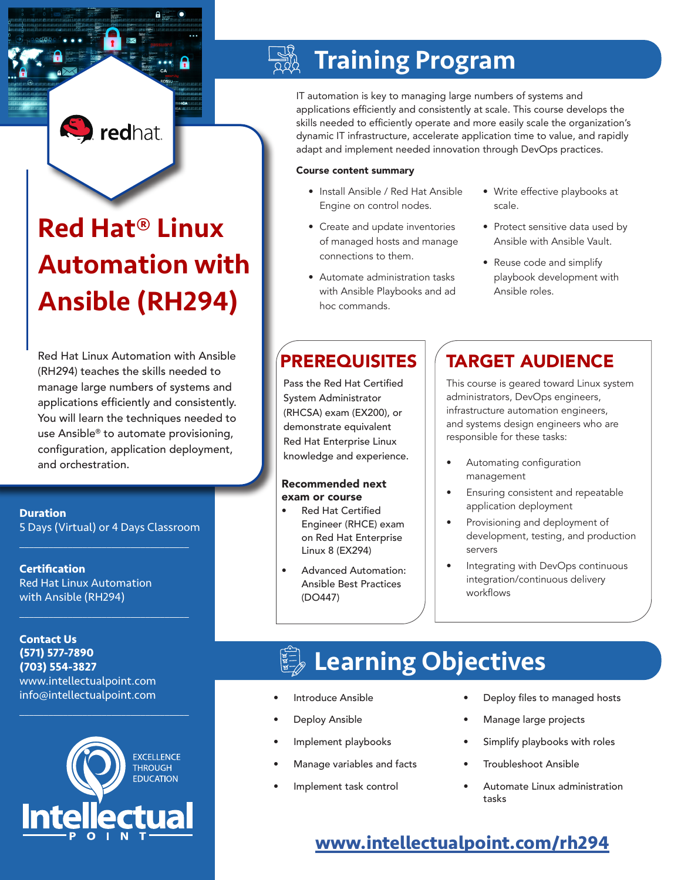redhat.

# Red Hat® Linux Automation with Ansible (RH294)

Red Hat Linux Automation with Ansible (RH294) teaches the skills needed to manage large numbers of systems and applications efficiently and consistently. You will learn the techniques needed to use Ansible® to automate provisioning, configuration, application deployment, and orchestration.

**Duration**
5 Days (Virtual) or 4 Days Classroom

**Certification**
Red Hat Linux Automation with Ansible (RH294)

**Contact Us**
**(571) 577-7890**
**(703) 554-3827**
www.intellectualpoint.com
info@intellectualpoint.com

EXCELLENCE THROUGH EDUCATION
Intellectual Point

## Training Program

IT automation is key to managing large numbers of systems and applications efficiently and consistently at scale. This course develops the skills needed to efficiently operate and more easily scale the organization's dynamic IT infrastructure, accelerate application time to value, and rapidly adapt and implement needed innovation through DevOps practices.

**Course content summary**

- Install Ansible / Red Hat Ansible Engine on control nodes.
- Create and update inventories of managed hosts and manage connections to them.
- Automate administration tasks with Ansible Playbooks and ad hoc commands.
- Write effective playbooks at scale.
- Protect sensitive data used by Ansible with Ansible Vault.
- Reuse code and simplify playbook development with Ansible roles.

## PREREQUISITES

Pass the Red Hat Certified System Administrator (RHCSA) exam (EX200), or demonstrate equivalent Red Hat Enterprise Linux knowledge and experience.

**Recommended next exam or course**

- Red Hat Certified Engineer (RHCE) exam on Red Hat Enterprise Linux 8 (EX294)
- Advanced Automation: Ansible Best Practices (DO447)

## TARGET AUDIENCE

This course is geared toward Linux system administrators, DevOps engineers, infrastructure automation engineers, and systems design engineers who are responsible for these tasks:

- Automating configuration management
- Ensuring consistent and repeatable application deployment
- Provisioning and deployment of development, testing, and production servers
- Integrating with DevOps continuous integration/continuous delivery workflows

## Learning Objectives

- Introduce Ansible
- Deploy Ansible
- Implement playbooks
- Manage variables and facts
- Implement task control
- Deploy files to managed hosts
- Manage large projects
- Simplify playbooks with roles
- Troubleshoot Ansible
- Automate Linux administration tasks

**www.intellectualpoint.com/rh294**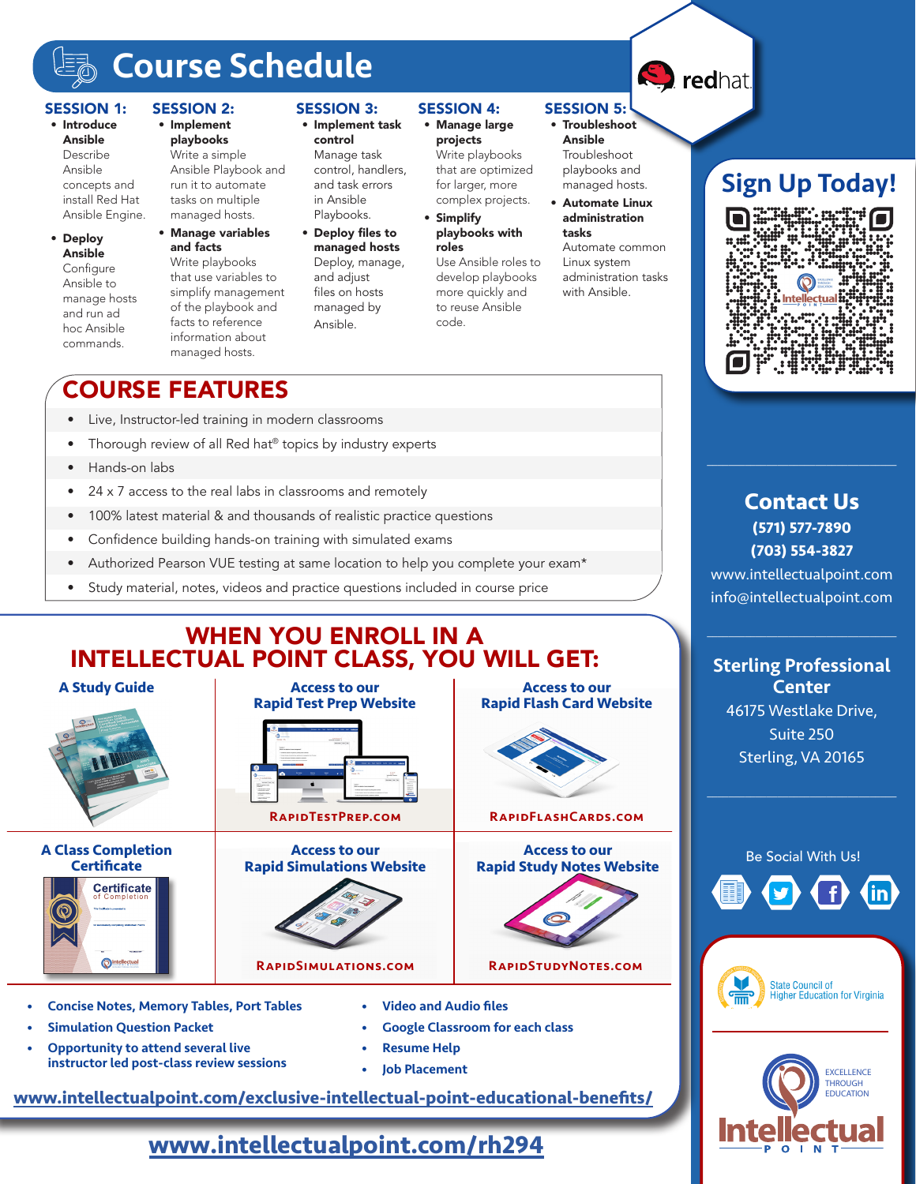# Course Schedule

### SESSION 1:

- **Introduce Ansible**
  Describe Ansible concepts and install Red Hat Ansible Engine.
- **Deploy Ansible**
  Configure Ansible to manage hosts and run ad hoc Ansible commands.

### SESSION 2:

- **Implement playbooks**
  Write a simple Ansible Playbook and run it to automate tasks on multiple managed hosts.
- **Manage variables and facts**
  Write playbooks that use variables to simplify management of the playbook and facts to reference information about managed hosts.

### SESSION 3:

- **Implement task control**
  Manage task control, handlers, and task errors in Ansible Playbooks.
- **Deploy files to managed hosts**
  Deploy, manage, and adjust files on hosts managed by Ansible.

### SESSION 4:

- **Manage large projects**
  Write playbooks that are optimized for larger, more complex projects.
- **Simplify playbooks with roles**
  Use Ansible roles to develop playbooks more quickly and to reuse Ansible code.

### SESSION 5:

- **Troubleshoot Ansible**
  Troubleshoot playbooks and managed hosts.
- **Automate Linux administration tasks**
  Automate common Linux system administration tasks with Ansible.

redhat.

## COURSE FEATURES

- Live, Instructor-led training in modern classrooms
- Thorough review of all Red hat® topics by industry experts
- Hands-on labs
- 24 x 7 access to the real labs in classrooms and remotely
- 100% latest material & and thousands of realistic practice questions
- Confidence building hands-on training with simulated exams
- Authorized Pearson VUE testing at same location to help you complete your exam*
- Study material, notes, videos and practice questions included in course price

## WHEN YOU ENROLL IN A INTELLECTUAL POINT CLASS, YOU WILL GET:

**A Study Guide**

**Access to our Rapid Test Prep Website**
RAPIDTESTPREP.COM

**Access to our Rapid Flash Card Website**
RAPIDFLASHCARDS.COM

**A Class Completion Certificate**

**Access to our Rapid Simulations Website**
RAPIDSIMULATIONS.COM

**Access to our Rapid Study Notes Website**
RAPIDSTUDYNOTES.COM

- **Concise Notes, Memory Tables, Port Tables**
- **Simulation Question Packet**
- **Opportunity to attend several live instructor led post-class review sessions**
- **Video and Audio files**
- **Google Classroom for each class**
- **Resume Help**
- **Job Placement**

**www.intellectualpoint.com/exclusive-intellectual-point-educational-benefits/**

**www.intellectualpoint.com/rh294**

## Sign Up Today!

## Contact Us

**(571) 577-7890**
**(703) 554-3827**
www.intellectualpoint.com
info@intellectualpoint.com

### Sterling Professional Center

46175 Westlake Drive,
Suite 250
Sterling, VA 20165

Be Social With Us!

State Council of Higher Education for Virginia

EXCELLENCE THROUGH EDUCATION
Intellectual POINT